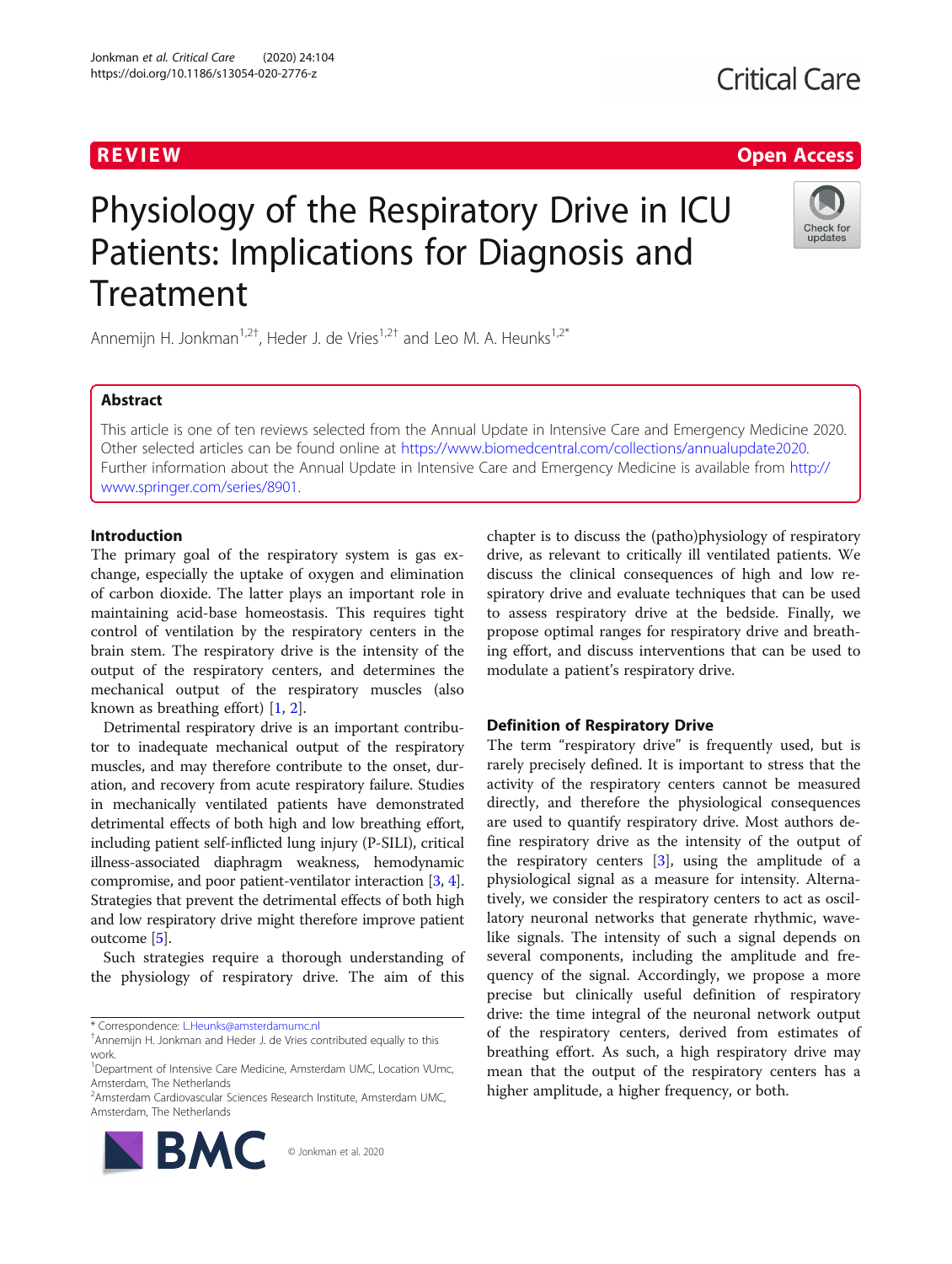REVIEW

Open Access

# Physiology of the Respiratory Drive in ICU Patients: Implications for Diagnosis and Treatment

Annemijn H. Jonkman[1,2†], Heder J. de Vries[1,2†] and Leo M. A. Heunks[1,2*]

## Abstract

This article is one of ten reviews selected from the Annual Update in Intensive Care and Emergency Medicine 2020. Other selected articles can be found online at https://www.biomedcentral.com/collections/annualupdate2020. Further information about the Annual Update in Intensive Care and Emergency Medicine is available from http://www.springer.com/series/8901.

## Introduction

The primary goal of the respiratory system is gas exchange, especially the uptake of oxygen and elimination of carbon dioxide. The latter plays an important role in maintaining acid-base homeostasis. This requires tight control of ventilation by the respiratory centers in the brain stem. The respiratory drive is the intensity of the output of the respiratory centers, and determines the mechanical output of the respiratory muscles (also known as breathing effort) [1, 2].

Detrimental respiratory drive is an important contributor to inadequate mechanical output of the respiratory muscles, and may therefore contribute to the onset, duration, and recovery from acute respiratory failure. Studies in mechanically ventilated patients have demonstrated detrimental effects of both high and low breathing effort, including patient self-inflicted lung injury (P-SILI), critical illness-associated diaphragm weakness, hemodynamic compromise, and poor patient-ventilator interaction [3, 4]. Strategies that prevent the detrimental effects of both high and low respiratory drive might therefore improve patient outcome [5].

Such strategies require a thorough understanding of the physiology of respiratory drive. The aim of this chapter is to discuss the (patho)physiology of respiratory drive, as relevant to critically ill ventilated patients. We discuss the clinical consequences of high and low respiratory drive and evaluate techniques that can be used to assess respiratory drive at the bedside. Finally, we propose optimal ranges for respiratory drive and breathing effort, and discuss interventions that can be used to modulate a patient's respiratory drive.

## Definition of Respiratory Drive

The term "respiratory drive" is frequently used, but is rarely precisely defined. It is important to stress that the activity of the respiratory centers cannot be measured directly, and therefore the physiological consequences are used to quantify respiratory drive. Most authors define respiratory drive as the intensity of the output of the respiratory centers [3], using the amplitude of a physiological signal as a measure for intensity. Alternatively, we consider the respiratory centers to act as oscillatory neuronal networks that generate rhythmic, wave-like signals. The intensity of such a signal depends on several components, including the amplitude and frequency of the signal. Accordingly, we propose a more precise but clinically useful definition of respiratory drive: the time integral of the neuronal network output of the respiratory centers, derived from estimates of breathing effort. As such, a high respiratory drive may mean that the output of the respiratory centers has a higher amplitude, a higher frequency, or both.

* Correspondence: L.Heunks@amsterdamumc.nl

†Annemijn H. Jonkman and Heder J. de Vries contributed equally to this work.

[1] Department of Intensive Care Medicine, Amsterdam UMC, Location VUmc, Amsterdam, The Netherlands

[2] Amsterdam Cardiovascular Sciences Research Institute, Amsterdam UMC, Amsterdam, The Netherlands

© Jonkman et al. 2020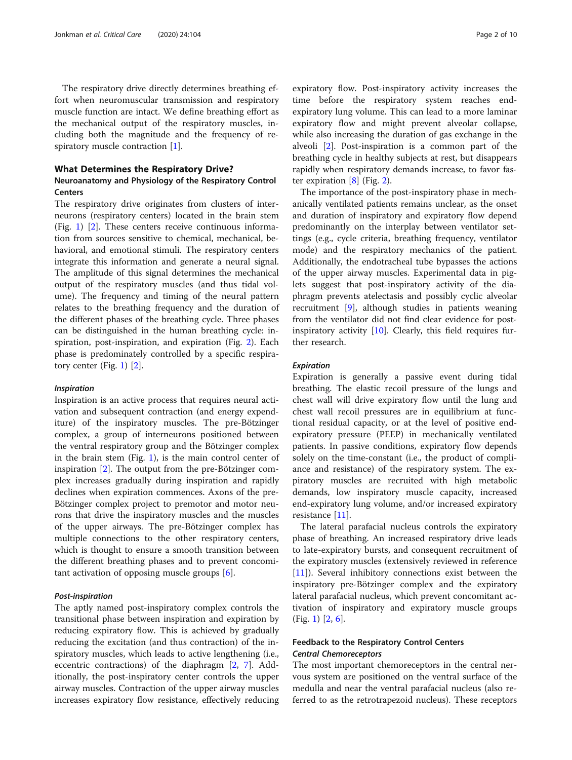The respiratory drive directly determines breathing effort when neuromuscular transmission and respiratory muscle function are intact. We define breathing effort as the mechanical output of the respiratory muscles, including both the magnitude and the frequency of respiratory muscle contraction [1].

## What Determines the Respiratory Drive?

### Neuroanatomy and Physiology of the Respiratory Control Centers

The respiratory drive originates from clusters of interneurons (respiratory centers) located in the brain stem (Fig. 1) [2]. These centers receive continuous information from sources sensitive to chemical, mechanical, behavioral, and emotional stimuli. The respiratory centers integrate this information and generate a neural signal. The amplitude of this signal determines the mechanical output of the respiratory muscles (and thus tidal volume). The frequency and timing of the neural pattern relates to the breathing frequency and the duration of the different phases of the breathing cycle. Three phases can be distinguished in the human breathing cycle: inspiration, post-inspiration, and expiration (Fig. 2). Each phase is predominately controlled by a specific respiratory center (Fig. 1) [2].

#### *Inspiration*

Inspiration is an active process that requires neural activation and subsequent contraction (and energy expenditure) of the inspiratory muscles. The pre-Bötzinger complex, a group of interneurons positioned between the ventral respiratory group and the Bötzinger complex in the brain stem (Fig. 1), is the main control center of inspiration [2]. The output from the pre-Bötzinger complex increases gradually during inspiration and rapidly declines when expiration commences. Axons of the pre-Bötzinger complex project to premotor and motor neurons that drive the inspiratory muscles and the muscles of the upper airways. The pre-Bötzinger complex has multiple connections to the other respiratory centers, which is thought to ensure a smooth transition between the different breathing phases and to prevent concomitant activation of opposing muscle groups [6].

#### *Post-inspiration*

The aptly named post-inspiratory complex controls the transitional phase between inspiration and expiration by reducing expiratory flow. This is achieved by gradually reducing the excitation (and thus contraction) of the inspiratory muscles, which leads to active lengthening (i.e., eccentric contractions) of the diaphragm [2, 7]. Additionally, the post-inspiratory center controls the upper airway muscles. Contraction of the upper airway muscles increases expiratory flow resistance, effectively reducing expiratory flow. Post-inspiratory activity increases the time before the respiratory system reaches end-expiratory lung volume. This can lead to a more laminar expiratory flow and might prevent alveolar collapse, while also increasing the duration of gas exchange in the alveoli [2]. Post-inspiration is a common part of the breathing cycle in healthy subjects at rest, but disappears rapidly when respiratory demands increase, to favor faster expiration [8] (Fig. 2).

The importance of the post-inspiratory phase in mechanically ventilated patients remains unclear, as the onset and duration of inspiratory and expiratory flow depend predominantly on the interplay between ventilator settings (e.g., cycle criteria, breathing frequency, ventilator mode) and the respiratory mechanics of the patient. Additionally, the endotracheal tube bypasses the actions of the upper airway muscles. Experimental data in piglets suggest that post-inspiratory activity of the diaphragm prevents atelectasis and possibly cyclic alveolar recruitment [9], although studies in patients weaning from the ventilator did not find clear evidence for post-inspiratory activity [10]. Clearly, this field requires further research.

#### *Expiration*

Expiration is generally a passive event during tidal breathing. The elastic recoil pressure of the lungs and chest wall will drive expiratory flow until the lung and chest wall recoil pressures are in equilibrium at functional residual capacity, or at the level of positive end-expiratory pressure (PEEP) in mechanically ventilated patients. In passive conditions, expiratory flow depends solely on the time-constant (i.e., the product of compliance and resistance) of the respiratory system. The expiratory muscles are recruited with high metabolic demands, low inspiratory muscle capacity, increased end-expiratory lung volume, and/or increased expiratory resistance [11].

The lateral parafacial nucleus controls the expiratory phase of breathing. An increased respiratory drive leads to late-expiratory bursts, and consequent recruitment of the expiratory muscles (extensively reviewed in reference [11]). Several inhibitory connections exist between the inspiratory pre-Bötzinger complex and the expiratory lateral parafacial nucleus, which prevent concomitant activation of inspiratory and expiratory muscle groups (Fig. 1) [2, 6].

### Feedback to the Respiratory Control Centers

#### *Central Chemoreceptors*

The most important chemoreceptors in the central nervous system are positioned on the ventral surface of the medulla and near the ventral parafacial nucleus (also referred to as the retrotrapezoid nucleus). These receptors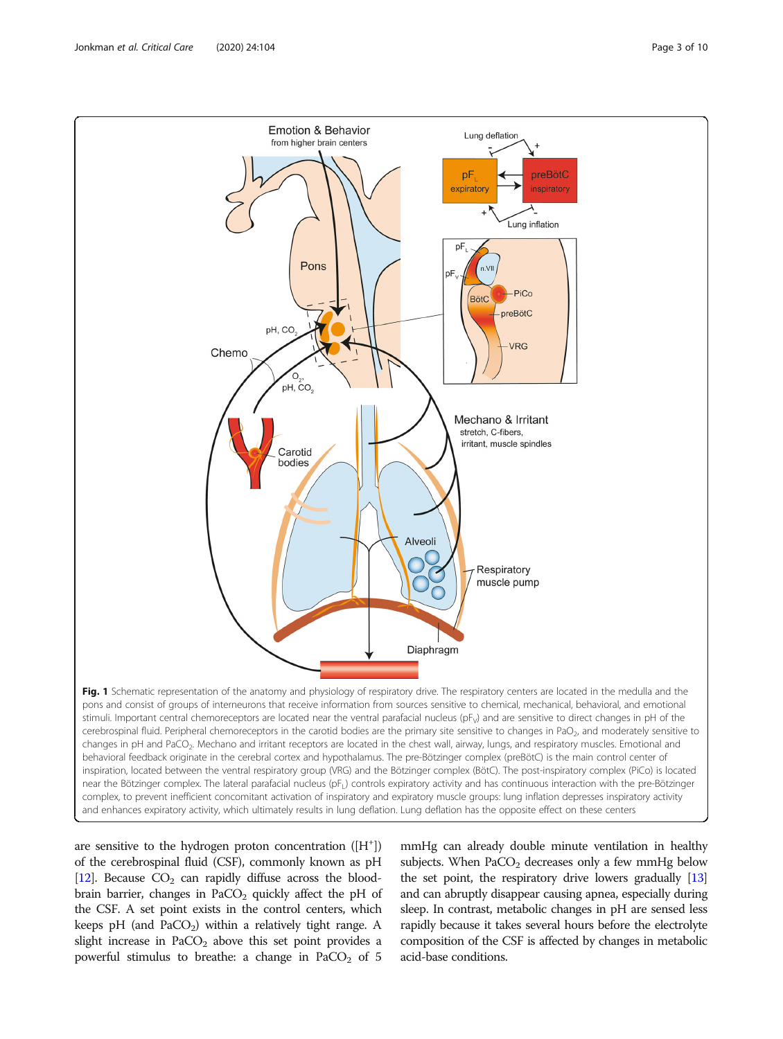**Fig. 1** Schematic representation of the anatomy and physiology of respiratory drive. The respiratory centers are located in the medulla and the pons and consist of groups of interneurons that receive information from sources sensitive to chemical, mechanical, behavioral, and emotional stimuli. Important central chemoreceptors are located near the ventral parafacial nucleus ($pF_V$) and are sensitive to direct changes in pH of the cerebrospinal fluid. Peripheral chemoreceptors in the carotid bodies are the primary site sensitive to changes in $PaO_2$, and moderately sensitive to changes in pH and $PaCO_2$. Mechano and irritant receptors are located in the chest wall, airway, lungs, and respiratory muscles. Emotional and behavioral feedback originate in the cerebral cortex and hypothalamus. The pre-Bötzinger complex (preBötC) is the main control center of inspiration, located between the ventral respiratory group (VRG) and the Bötzinger complex (BötC). The post-inspiratory complex (PiCo) is located near the Bötzinger complex. The lateral parafacial nucleus ($pF_L$) controls expiratory activity and has continuous interaction with the pre-Bötzinger complex, to prevent inefficient concomitant activation of inspiratory and expiratory muscle groups: lung inflation depresses inspiratory activity and enhances expiratory activity, which ultimately results in lung deflation. Lung deflation has the opposite effect on these centers

are sensitive to the hydrogen proton concentration ($[H^+]$) of the cerebrospinal fluid (CSF), commonly known as pH [12]. Because $CO_2$ can rapidly diffuse across the blood-brain barrier, changes in $PaCO_2$ quickly affect the pH of the CSF. A set point exists in the control centers, which keeps pH (and $PaCO_2$) within a relatively tight range. A slight increase in $PaCO_2$ above this set point provides a powerful stimulus to breathe: a change in $PaCO_2$ of 5 mmHg can already double minute ventilation in healthy subjects. When $PaCO_2$ decreases only a few mmHg below the set point, the respiratory drive lowers gradually [13] and can abruptly disappear causing apnea, especially during sleep. In contrast, metabolic changes in pH are sensed less rapidly because it takes several hours before the electrolyte composition of the CSF is affected by changes in metabolic acid-base conditions.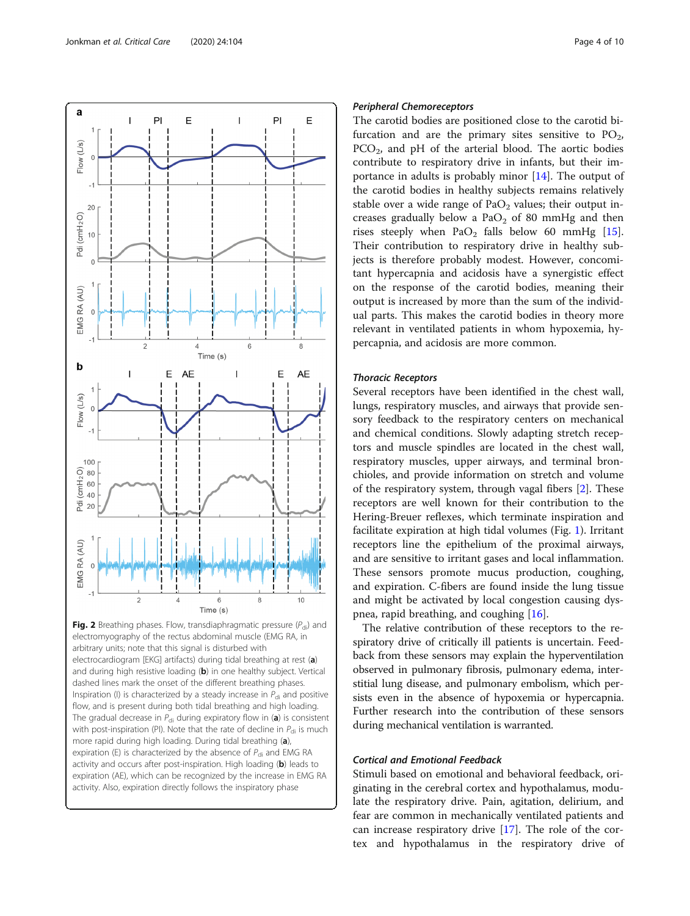**Fig. 2** Breathing phases. Flow, transdiaphragmatic pressure ($P_{di}$) and electromyography of the rectus abdominal muscle (EMG RA, in arbitrary units; note that this signal is disturbed with electrocardiogram [EKG] artifacts) during tidal breathing at rest (**a**) and during high resistive loading (**b**) in one healthy subject. Vertical dashed lines mark the onset of the different breathing phases. Inspiration (I) is characterized by a steady increase in $P_{di}$ and positive flow, and is present during both tidal breathing and high loading. The gradual decrease in $P_{di}$ during expiratory flow in (**a**) is consistent with post-inspiration (PI). Note that the rate of decline in $P_{di}$ is much more rapid during high loading. During tidal breathing (**a**), expiration (E) is characterized by the absence of $P_{di}$ and EMG RA activity and occurs after post-inspiration. High loading (**b**) leads to expiration (AE), which can be recognized by the increase in EMG RA activity. Also, expiration directly follows the inspiratory phase

#### Peripheral Chemoreceptors

The carotid bodies are positioned close to the carotid bifurcation and are the primary sites sensitive to $PO_2$, $PCO_2$, and pH of the arterial blood. The aortic bodies contribute to respiratory drive in infants, but their importance in adults is probably minor [14]. The output of the carotid bodies in healthy subjects remains relatively stable over a wide range of $PaO_2$ values; their output increases gradually below a $PaO_2$ of 80 mmHg and then rises steeply when $PaO_2$ falls below 60 mmHg [15]. Their contribution to respiratory drive in healthy subjects is therefore probably modest. However, concomitant hypercapnia and acidosis have a synergistic effect on the response of the carotid bodies, meaning their output is increased by more than the sum of the individual parts. This makes the carotid bodies in theory more relevant in ventilated patients in whom hypoxemia, hypercapnia, and acidosis are more common.

#### Thoracic Receptors

Several receptors have been identified in the chest wall, lungs, respiratory muscles, and airways that provide sensory feedback to the respiratory centers on mechanical and chemical conditions. Slowly adapting stretch receptors and muscle spindles are located in the chest wall, respiratory muscles, upper airways, and terminal bronchioles, and provide information on stretch and volume of the respiratory system, through vagal fibers [2]. These receptors are well known for their contribution to the Hering-Breuer reflexes, which terminate inspiration and facilitate expiration at high tidal volumes (Fig. 1). Irritant receptors line the epithelium of the proximal airways, and are sensitive to irritant gases and local inflammation. These sensors promote mucus production, coughing, and expiration. C-fibers are found inside the lung tissue and might be activated by local congestion causing dyspnea, rapid breathing, and coughing [16].

The relative contribution of these receptors to the respiratory drive of critically ill patients is uncertain. Feedback from these sensors may explain the hyperventilation observed in pulmonary fibrosis, pulmonary edema, interstitial lung disease, and pulmonary embolism, which persists even in the absence of hypoxemia or hypercapnia. Further research into the contribution of these sensors during mechanical ventilation is warranted.

#### Cortical and Emotional Feedback

Stimuli based on emotional and behavioral feedback, originating in the cerebral cortex and hypothalamus, modulate the respiratory drive. Pain, agitation, delirium, and fear are common in mechanically ventilated patients and can increase respiratory drive [17]. The role of the cortex and hypothalamus in the respiratory drive of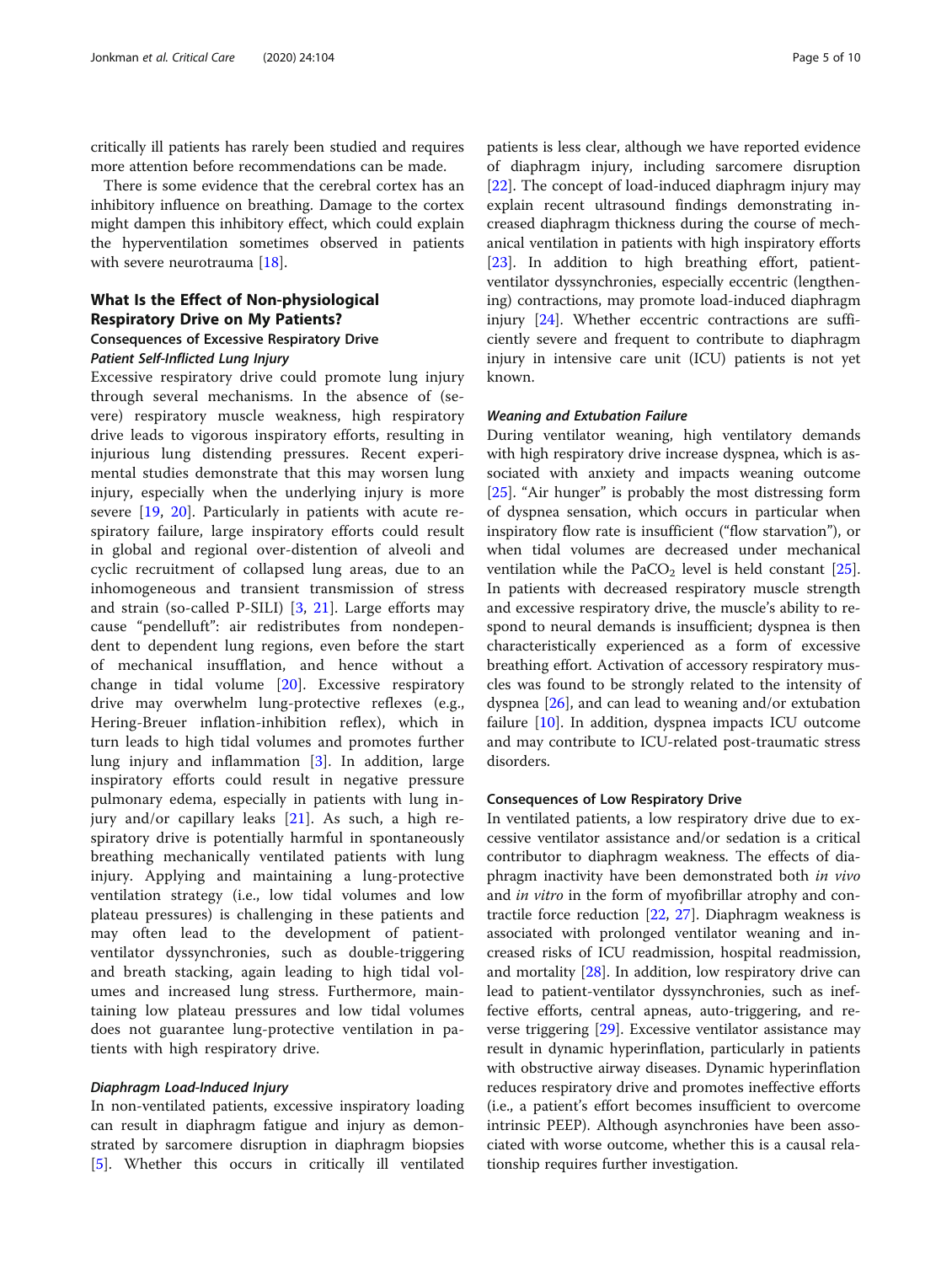critically ill patients has rarely been studied and requires more attention before recommendations can be made.

There is some evidence that the cerebral cortex has an inhibitory influence on breathing. Damage to the cortex might dampen this inhibitory effect, which could explain the hyperventilation sometimes observed in patients with severe neurotrauma [18].

## What Is the Effect of Non-physiological Respiratory Drive on My Patients?

### Consequences of Excessive Respiratory Drive

#### *Patient Self-Inflicted Lung Injury*

Excessive respiratory drive could promote lung injury through several mechanisms. In the absence of (severe) respiratory muscle weakness, high respiratory drive leads to vigorous inspiratory efforts, resulting in injurious lung distending pressures. Recent experimental studies demonstrate that this may worsen lung injury, especially when the underlying injury is more severe [19, 20]. Particularly in patients with acute respiratory failure, large inspiratory efforts could result in global and regional over-distention of alveoli and cyclic recruitment of collapsed lung areas, due to an inhomogeneous and transient transmission of stress and strain (so-called P-SILI) [3, 21]. Large efforts may cause "pendelluft": air redistributes from nondependent to dependent lung regions, even before the start of mechanical insufflation, and hence without a change in tidal volume [20]. Excessive respiratory drive may overwhelm lung-protective reflexes (e.g., Hering-Breuer inflation-inhibition reflex), which in turn leads to high tidal volumes and promotes further lung injury and inflammation [3]. In addition, large inspiratory efforts could result in negative pressure pulmonary edema, especially in patients with lung injury and/or capillary leaks [21]. As such, a high respiratory drive is potentially harmful in spontaneously breathing mechanically ventilated patients with lung injury. Applying and maintaining a lung-protective ventilation strategy (i.e., low tidal volumes and low plateau pressures) is challenging in these patients and may often lead to the development of patient-ventilator dyssynchronies, such as double-triggering and breath stacking, again leading to high tidal volumes and increased lung stress. Furthermore, maintaining low plateau pressures and low tidal volumes does not guarantee lung-protective ventilation in patients with high respiratory drive.

#### *Diaphragm Load-Induced Injury*

In non-ventilated patients, excessive inspiratory loading can result in diaphragm fatigue and injury as demonstrated by sarcomere disruption in diaphragm biopsies [5]. Whether this occurs in critically ill ventilated patients is less clear, although we have reported evidence of diaphragm injury, including sarcomere disruption [22]. The concept of load-induced diaphragm injury may explain recent ultrasound findings demonstrating increased diaphragm thickness during the course of mechanical ventilation in patients with high inspiratory efforts [23]. In addition to high breathing effort, patient-ventilator dyssynchronies, especially eccentric (lengthening) contractions, may promote load-induced diaphragm injury [24]. Whether eccentric contractions are sufficiently severe and frequent to contribute to diaphragm injury in intensive care unit (ICU) patients is not yet known.

#### *Weaning and Extubation Failure*

During ventilator weaning, high ventilatory demands with high respiratory drive increase dyspnea, which is associated with anxiety and impacts weaning outcome [25]. "Air hunger" is probably the most distressing form of dyspnea sensation, which occurs in particular when inspiratory flow rate is insufficient ("flow starvation"), or when tidal volumes are decreased under mechanical ventilation while the $PaCO_2$ level is held constant [25]. In patients with decreased respiratory muscle strength and excessive respiratory drive, the muscle's ability to respond to neural demands is insufficient; dyspnea is then characteristically experienced as a form of excessive breathing effort. Activation of accessory respiratory muscles was found to be strongly related to the intensity of dyspnea [26], and can lead to weaning and/or extubation failure [10]. In addition, dyspnea impacts ICU outcome and may contribute to ICU-related post-traumatic stress disorders.

### Consequences of Low Respiratory Drive

In ventilated patients, a low respiratory drive due to excessive ventilator assistance and/or sedation is a critical contributor to diaphragm weakness. The effects of diaphragm inactivity have been demonstrated both *in vivo* and *in vitro* in the form of myofibrillar atrophy and contractile force reduction [22, 27]. Diaphragm weakness is associated with prolonged ventilator weaning and increased risks of ICU readmission, hospital readmission, and mortality [28]. In addition, low respiratory drive can lead to patient-ventilator dyssynchronies, such as ineffective efforts, central apneas, auto-triggering, and reverse triggering [29]. Excessive ventilator assistance may result in dynamic hyperinflation, particularly in patients with obstructive airway diseases. Dynamic hyperinflation reduces respiratory drive and promotes ineffective efforts (i.e., a patient's effort becomes insufficient to overcome intrinsic PEEP). Although asynchronies have been associated with worse outcome, whether this is a causal relationship requires further investigation.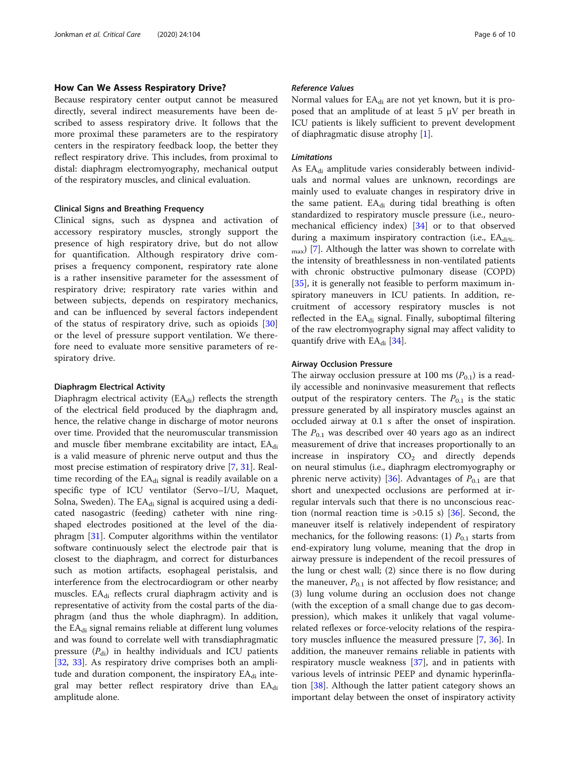## How Can We Assess Respiratory Drive?

Because respiratory center output cannot be measured directly, several indirect measurements have been described to assess respiratory drive. It follows that the more proximal these parameters are to the respiratory centers in the respiratory feedback loop, the better they reflect respiratory drive. This includes, from proximal to distal: diaphragm electromyography, mechanical output of the respiratory muscles, and clinical evaluation.

### Clinical Signs and Breathing Frequency

Clinical signs, such as dyspnea and activation of accessory respiratory muscles, strongly support the presence of high respiratory drive, but do not allow for quantification. Although respiratory drive comprises a frequency component, respiratory rate alone is a rather insensitive parameter for the assessment of respiratory drive; respiratory rate varies within and between subjects, depends on respiratory mechanics, and can be influenced by several factors independent of the status of respiratory drive, such as opioids [30] or the level of pressure support ventilation. We therefore need to evaluate more sensitive parameters of respiratory drive.

### Diaphragm Electrical Activity

Diaphragm electrical activity ($EA_{di}$) reflects the strength of the electrical field produced by the diaphragm and, hence, the relative change in discharge of motor neurons over time. Provided that the neuromuscular transmission and muscle fiber membrane excitability are intact, $EA_{di}$ is a valid measure of phrenic nerve output and thus the most precise estimation of respiratory drive [7, 31]. Real-time recording of the $EA_{di}$ signal is readily available on a specific type of ICU ventilator (Servo–I/U, Maquet, Solna, Sweden). The $EA_{di}$ signal is acquired using a dedicated nasogastric (feeding) catheter with nine ring-shaped electrodes positioned at the level of the diaphragm [31]. Computer algorithms within the ventilator software continuously select the electrode pair that is closest to the diaphragm, and correct for disturbances such as motion artifacts, esophageal peristalsis, and interference from the electrocardiogram or other nearby muscles. $EA_{di}$ reflects crural diaphragm activity and is representative of activity from the costal parts of the diaphragm (and thus the whole diaphragm). In addition, the $EA_{di}$ signal remains reliable at different lung volumes and was found to correlate well with transdiaphragmatic pressure ($P_{di}$) in healthy individuals and ICU patients [32, 33]. As respiratory drive comprises both an amplitude and duration component, the inspiratory $EA_{di}$ integral may better reflect respiratory drive than $EA_{di}$ amplitude alone.

#### *Reference Values*

Normal values for $EA_{di}$ are not yet known, but it is proposed that an amplitude of at least 5 μV per breath in ICU patients is likely sufficient to prevent development of diaphragmatic disuse atrophy [1].

#### *Limitations*

As $EA_{di}$ amplitude varies considerably between individuals and normal values are unknown, recordings are mainly used to evaluate changes in respiratory drive in the same patient. $EA_{di}$ during tidal breathing is often standardized to respiratory muscle pressure (i.e., neuromechanical efficiency index) [34] or to that observed during a maximum inspiratory contraction (i.e., $EA_{di\%max}$) [7]. Although the latter was shown to correlate with the intensity of breathlessness in non-ventilated patients with chronic obstructive pulmonary disease (COPD) [35], it is generally not feasible to perform maximum inspiratory maneuvers in ICU patients. In addition, recruitment of accessory respiratory muscles is not reflected in the $EA_{di}$ signal. Finally, suboptimal filtering of the raw electromyography signal may affect validity to quantify drive with $EA_{di}$ [34].

### Airway Occlusion Pressure

The airway occlusion pressure at 100 ms ($P_{0.1}$) is a readily accessible and noninvasive measurement that reflects output of the respiratory centers. The $P_{0.1}$ is the static pressure generated by all inspiratory muscles against an occluded airway at 0.1 s after the onset of inspiration. The $P_{0.1}$ was described over 40 years ago as an indirect measurement of drive that increases proportionally to an increase in inspiratory $CO_2$ and directly depends on neural stimulus (i.e., diaphragm electromyography or phrenic nerve activity) [36]. Advantages of $P_{0.1}$ are that short and unexpected occlusions are performed at irregular intervals such that there is no unconscious reaction (normal reaction time is >0.15 s) [36]. Second, the maneuver itself is relatively independent of respiratory mechanics, for the following reasons: (1) $P_{0.1}$ starts from end-expiratory lung volume, meaning that the drop in airway pressure is independent of the recoil pressures of the lung or chest wall; (2) since there is no flow during the maneuver, $P_{0.1}$ is not affected by flow resistance; and (3) lung volume during an occlusion does not change (with the exception of a small change due to gas decompression), which makes it unlikely that vagal volume-related reflexes or force-velocity relations of the respiratory muscles influence the measured pressure [7, 36]. In addition, the maneuver remains reliable in patients with respiratory muscle weakness [37], and in patients with various levels of intrinsic PEEP and dynamic hyperinflation [38]. Although the latter patient category shows an important delay between the onset of inspiratory activity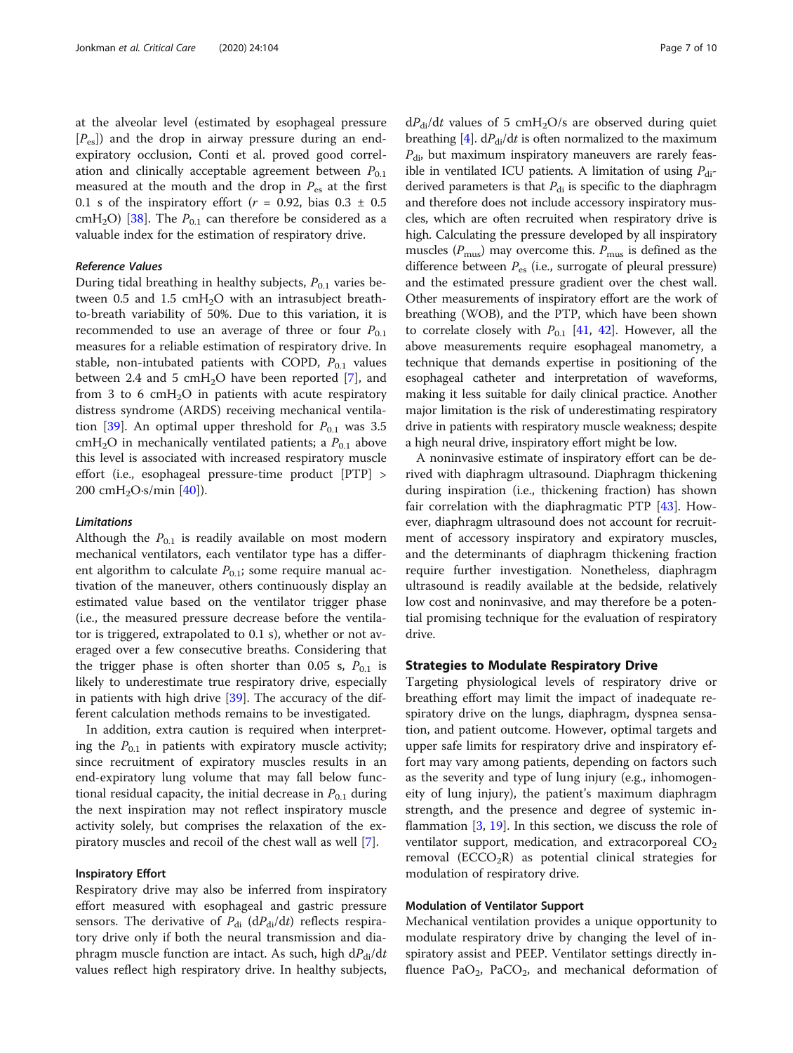at the alveolar level (estimated by esophageal pressure [$P_{es}$]) and the drop in airway pressure during an end-expiratory occlusion, Conti et al. proved good correlation and clinically acceptable agreement between $P_{0.1}$ measured at the mouth and the drop in $P_{es}$ at the first 0.1 s of the inspiratory effort ($r$ = 0.92, bias 0.3 ± 0.5 $cmH_2O$) [38]. The $P_{0.1}$ can therefore be considered as a valuable index for the estimation of respiratory drive.

#### Reference Values

During tidal breathing in healthy subjects, $P_{0.1}$ varies between 0.5 and 1.5 $cmH_2O$ with an intrasubject breath-to-breath variability of 50%. Due to this variation, it is recommended to use an average of three or four $P_{0.1}$ measures for a reliable estimation of respiratory drive. In stable, non-intubated patients with COPD, $P_{0.1}$ values between 2.4 and 5 $cmH_2O$ have been reported [7], and from 3 to 6 $cmH_2O$ in patients with acute respiratory distress syndrome (ARDS) receiving mechanical ventilation [39]. An optimal upper threshold for $P_{0.1}$ was 3.5 $cmH_2O$ in mechanically ventilated patients; a $P_{0.1}$ above this level is associated with increased respiratory muscle effort (i.e., esophageal pressure-time product [PTP] > 200 $cmH_2O$·s/min [40]).

#### Limitations

Although the $P_{0.1}$ is readily available on most modern mechanical ventilators, each ventilator type has a different algorithm to calculate $P_{0.1}$; some require manual activation of the maneuver, others continuously display an estimated value based on the ventilator trigger phase (i.e., the measured pressure decrease before the ventilator is triggered, extrapolated to 0.1 s), whether or not averaged over a few consecutive breaths. Considering that the trigger phase is often shorter than 0.05 s, $P_{0.1}$ is likely to underestimate true respiratory drive, especially in patients with high drive [39]. The accuracy of the different calculation methods remains to be investigated.

In addition, extra caution is required when interpreting the $P_{0.1}$ in patients with expiratory muscle activity; since recruitment of expiratory muscles results in an end-expiratory lung volume that may fall below functional residual capacity, the initial decrease in $P_{0.1}$ during the next inspiration may not reflect inspiratory muscle activity solely, but comprises the relaxation of the expiratory muscles and recoil of the chest wall as well [7].

### Inspiratory Effort

Respiratory drive may also be inferred from inspiratory effort measured with esophageal and gastric pressure sensors. The derivative of $P_{di}$ ($dP_{di}/dt$) reflects respiratory drive only if both the neural transmission and diaphragm muscle function are intact. As such, high $dP_{di}/dt$ values reflect high respiratory drive. In healthy subjects, $dP_{di}/dt$ values of 5 $cmH_2O$/s are observed during quiet breathing [4]. $dP_{di}/dt$ is often normalized to the maximum $P_{di}$, but maximum inspiratory maneuvers are rarely feasible in ventilated ICU patients. A limitation of using $P_{di}$-derived parameters is that $P_{di}$ is specific to the diaphragm and therefore does not include accessory inspiratory muscles, which are often recruited when respiratory drive is high. Calculating the pressure developed by all inspiratory muscles ($P_{mus}$) may overcome this. $P_{mus}$ is defined as the difference between $P_{es}$ (i.e., surrogate of pleural pressure) and the estimated pressure gradient over the chest wall. Other measurements of inspiratory effort are the work of breathing (WOB), and the PTP, which have been shown to correlate closely with $P_{0.1}$ [41, 42]. However, all the above measurements require esophageal manometry, a technique that demands expertise in positioning of the esophageal catheter and interpretation of waveforms, making it less suitable for daily clinical practice. Another major limitation is the risk of underestimating respiratory drive in patients with respiratory muscle weakness; despite a high neural drive, inspiratory effort might be low.

A noninvasive estimate of inspiratory effort can be derived with diaphragm ultrasound. Diaphragm thickening during inspiration (i.e., thickening fraction) has shown fair correlation with the diaphragmatic PTP [43]. However, diaphragm ultrasound does not account for recruitment of accessory inspiratory and expiratory muscles, and the determinants of diaphragm thickening fraction require further investigation. Nonetheless, diaphragm ultrasound is readily available at the bedside, relatively low cost and noninvasive, and may therefore be a potential promising technique for the evaluation of respiratory drive.

## Strategies to Modulate Respiratory Drive

Targeting physiological levels of respiratory drive or breathing effort may limit the impact of inadequate respiratory drive on the lungs, diaphragm, dyspnea sensation, and patient outcome. However, optimal targets and upper safe limits for respiratory drive and inspiratory effort may vary among patients, depending on factors such as the severity and type of lung injury (e.g., inhomogeneity of lung injury), the patient's maximum diaphragm strength, and the presence and degree of systemic inflammation [3, 19]. In this section, we discuss the role of ventilator support, medication, and extracorporeal $CO_2$ removal ($ECCO_2R$) as potential clinical strategies for modulation of respiratory drive.

### Modulation of Ventilator Support

Mechanical ventilation provides a unique opportunity to modulate respiratory drive by changing the level of inspiratory assist and PEEP. Ventilator settings directly influence $PaO_2$, $PaCO_2$, and mechanical deformation of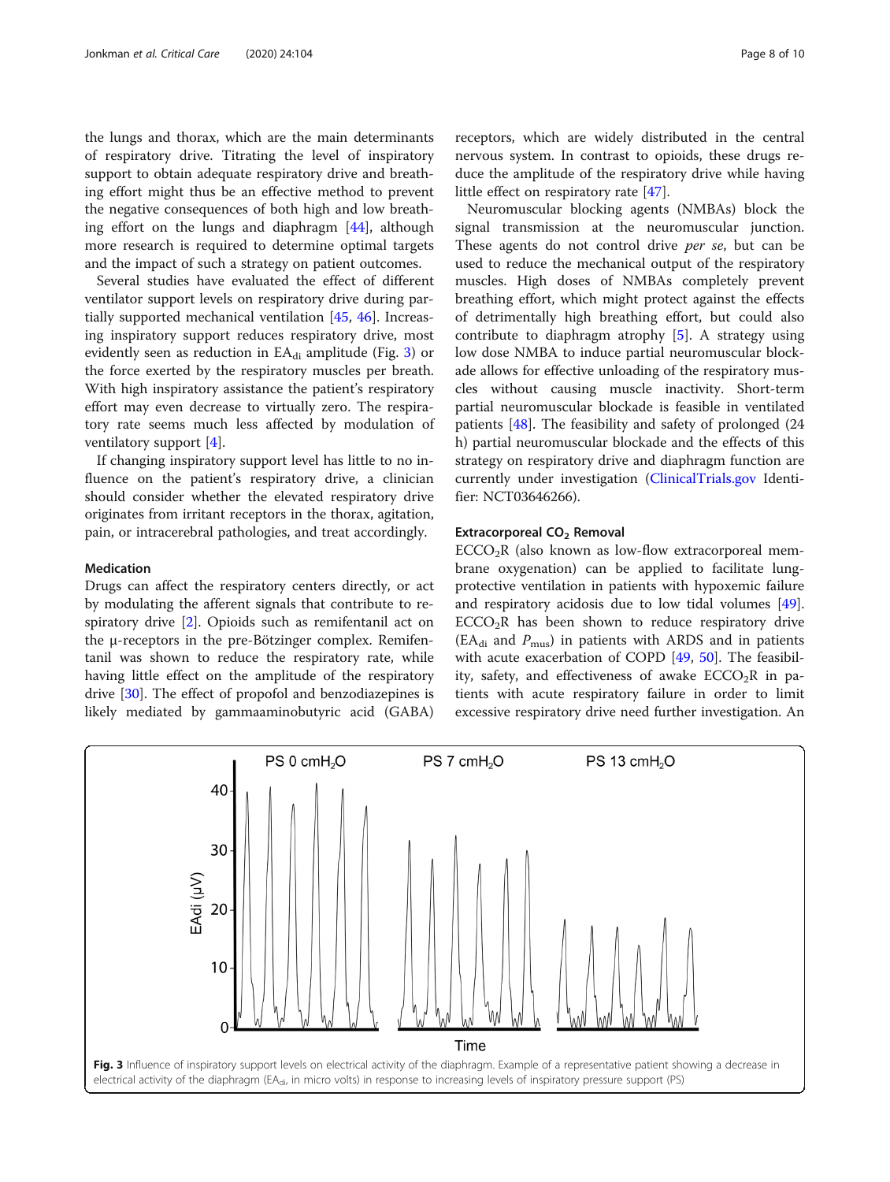the lungs and thorax, which are the main determinants of respiratory drive. Titrating the level of inspiratory support to obtain adequate respiratory drive and breathing effort might thus be an effective method to prevent the negative consequences of both high and low breathing effort on the lungs and diaphragm [44], although more research is required to determine optimal targets and the impact of such a strategy on patient outcomes.

Several studies have evaluated the effect of different ventilator support levels on respiratory drive during partially supported mechanical ventilation [45, 46]. Increasing inspiratory support reduces respiratory drive, most evidently seen as reduction in $EA_{di}$ amplitude (Fig. 3) or the force exerted by the respiratory muscles per breath. With high inspiratory assistance the patient's respiratory effort may even decrease to virtually zero. The respiratory rate seems much less affected by modulation of ventilatory support [4].

If changing inspiratory support level has little to no influence on the patient's respiratory drive, a clinician should consider whether the elevated respiratory drive originates from irritant receptors in the thorax, agitation, pain, or intracerebral pathologies, and treat accordingly.

#### Medication

Drugs can affect the respiratory centers directly, or act by modulating the afferent signals that contribute to respiratory drive [2]. Opioids such as remifentanil act on the μ-receptors in the pre-Bötzinger complex. Remifentanil was shown to reduce the respiratory rate, while having little effect on the amplitude of the respiratory drive [30]. The effect of propofol and benzodiazepines is likely mediated by gammaaminobutyric acid (GABA) receptors, which are widely distributed in the central nervous system. In contrast to opioids, these drugs reduce the amplitude of the respiratory drive while having little effect on respiratory rate [47].

Neuromuscular blocking agents (NMBAs) block the signal transmission at the neuromuscular junction. These agents do not control drive *per se*, but can be used to reduce the mechanical output of the respiratory muscles. High doses of NMBAs completely prevent breathing effort, which might protect against the effects of detrimentally high breathing effort, but could also contribute to diaphragm atrophy [5]. A strategy using low dose NMBA to induce partial neuromuscular blockade allows for effective unloading of the respiratory muscles without causing muscle inactivity. Short-term partial neuromuscular blockade is feasible in ventilated patients [48]. The feasibility and safety of prolonged (24 h) partial neuromuscular blockade and the effects of this strategy on respiratory drive and diaphragm function are currently under investigation (ClinicalTrials.gov Identifier: NCT03646266).

#### Extracorporeal $CO_2$ Removal

$ECCO_2R$ (also known as low-flow extracorporeal membrane oxygenation) can be applied to facilitate lung-protective ventilation in patients with hypoxemic failure and respiratory acidosis due to low tidal volumes [49]. $ECCO_2R$ has been shown to reduce respiratory drive ($EA_{di}$ and $P_{mus}$) in patients with ARDS and in patients with acute exacerbation of COPD [49, 50]. The feasibility, safety, and effectiveness of awake $ECCO_2R$ in patients with acute respiratory failure in order to limit excessive respiratory drive need further investigation. An

**Fig. 3** Influence of inspiratory support levels on electrical activity of the diaphragm. Example of a representative patient showing a decrease in electrical activity of the diaphragm ($EA_{di}$, in micro volts) in response to increasing levels of inspiratory pressure support (PS)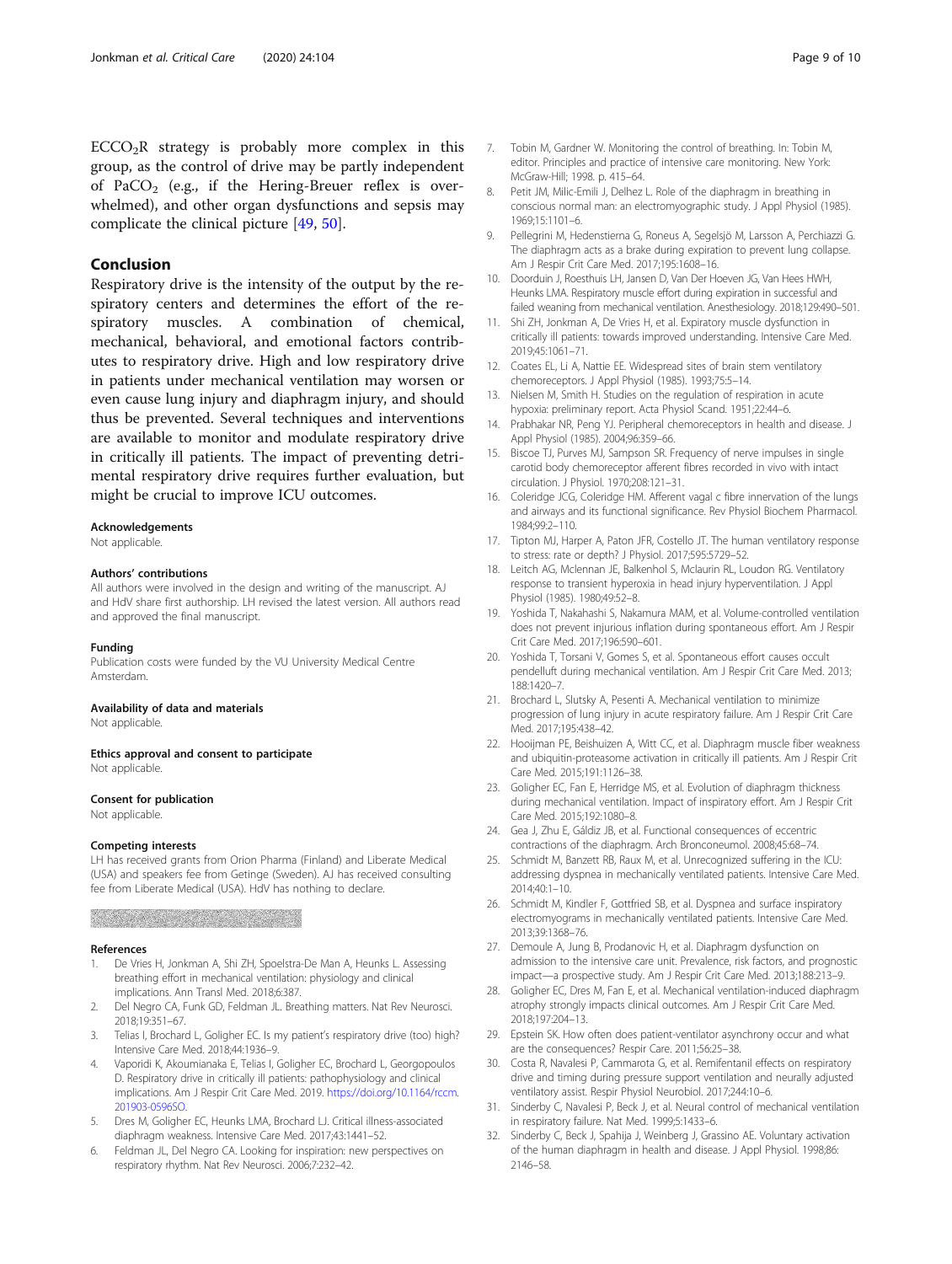$ECCO_2R$ strategy is probably more complex in this group, as the control of drive may be partly independent of $PaCO_2$ (e.g., if the Hering-Breuer reflex is overwhelmed), and other organ dysfunctions and sepsis may complicate the clinical picture [49, 50].

## Conclusion

Respiratory drive is the intensity of the output by the respiratory centers and determines the effort of the respiratory muscles. A combination of chemical, mechanical, behavioral, and emotional factors contributes to respiratory drive. High and low respiratory drive in patients under mechanical ventilation may worsen or even cause lung injury and diaphragm injury, and should thus be prevented. Several techniques and interventions are available to monitor and modulate respiratory drive in critically ill patients. The impact of preventing detrimental respiratory drive requires further evaluation, but might be crucial to improve ICU outcomes.

#### Acknowledgements

Not applicable.

#### Authors' contributions

All authors were involved in the design and writing of the manuscript. AJ and HdV share first authorship. LH revised the latest version. All authors read and approved the final manuscript.

#### Funding

Publication costs were funded by the VU University Medical Centre Amsterdam.

#### Availability of data and materials

Not applicable.

#### Ethics approval and consent to participate

Not applicable.

#### Consent for publication

Not applicable.

#### Competing interests

LH has received grants from Orion Pharma (Finland) and Liberate Medical (USA) and speakers fee from Getinge (Sweden). AJ has received consulting fee from Liberate Medical (USA). HdV has nothing to declare.

#### References

1. De Vries H, Jonkman A, Shi ZH, Spoelstra-De Man A, Heunks L. Assessing breathing effort in mechanical ventilation: physiology and clinical implications. Ann Transl Med. 2018;6:387.
2. Del Negro CA, Funk GD, Feldman JL. Breathing matters. Nat Rev Neurosci. 2018;19:351–67.
3. Telias I, Brochard L, Goligher EC. Is my patient's respiratory drive (too) high? Intensive Care Med. 2018;44:1936–9.
4. Vaporidi K, Akoumianaka E, Telias I, Goligher EC, Brochard L, Georgopoulos D. Respiratory drive in critically ill patients: pathophysiology and clinical implications. Am J Respir Crit Care Med. 2019. https://doi.org/10.1164/rccm.201903-0596SO.
5. Dres M, Goligher EC, Heunks LMA, Brochard LJ. Critical illness-associated diaphragm weakness. Intensive Care Med. 2017;43:1441–52.
6. Feldman JL, Del Negro CA. Looking for inspiration: new perspectives on respiratory rhythm. Nat Rev Neurosci. 2006;7:232–42.
7. Tobin M, Gardner W. Monitoring the control of breathing. In: Tobin M, editor. Principles and practice of intensive care monitoring. New York: McGraw-Hill; 1998. p. 415–64.
8. Petit JM, Milic-Emili J, Delhez L. Role of the diaphragm in breathing in conscious normal man: an electromyographic study. J Appl Physiol (1985). 1969;15:1101–6.
9. Pellegrini M, Hedenstierna G, Roneus A, Segelsjö M, Larsson A, Perchiazzi G. The diaphragm acts as a brake during expiration to prevent lung collapse. Am J Respir Crit Care Med. 2017;195:1608–16.
10. Doorduin J, Roesthuis LH, Jansen D, Van Der Hoeven JG, Van Hees HWH, Heunks LMA. Respiratory muscle effort during expiration in successful and failed weaning from mechanical ventilation. Anesthesiology. 2018;129:490–501.
11. Shi ZH, Jonkman A, De Vries H, et al. Expiratory muscle dysfunction in critically ill patients: towards improved understanding. Intensive Care Med. 2019;45:1061–71.
12. Coates EL, Li A, Nattie EE. Widespread sites of brain stem ventilatory chemoreceptors. J Appl Physiol (1985). 1993;75:5–14.
13. Nielsen M, Smith H. Studies on the regulation of respiration in acute hypoxia: preliminary report. Acta Physiol Scand. 1951;22:44–6.
14. Prabhakar NR, Peng YJ. Peripheral chemoreceptors in health and disease. J Appl Physiol (1985). 2004;96:359–66.
15. Biscoe TJ, Purves MJ, Sampson SR. Frequency of nerve impulses in single carotid body chemoreceptor afferent fibres recorded in vivo with intact circulation. J Physiol. 1970;208:121–31.
16. Coleridge JCG, Coleridge HM. Afferent vagal c fibre innervation of the lungs and airways and its functional significance. Rev Physiol Biochem Pharmacol. 1984;99:2–110.
17. Tipton MJ, Harper A, Paton JFR, Costello JT. The human ventilatory response to stress: rate or depth? J Physiol. 2017;595:5729–52.
18. Leitch AG, Mclennan JE, Balkenhol S, Mclaurin RL, Loudon RG. Ventilatory response to transient hyperoxia in head injury hyperventilation. J Appl Physiol (1985). 1980;49:52–8.
19. Yoshida T, Nakahashi S, Nakamura MAM, et al. Volume-controlled ventilation does not prevent injurious inflation during spontaneous effort. Am J Respir Crit Care Med. 2017;196:590–601.
20. Yoshida T, Torsani V, Gomes S, et al. Spontaneous effort causes occult pendelluft during mechanical ventilation. Am J Respir Crit Care Med. 2013;188:1420–7.
21. Brochard L, Slutsky A, Pesenti A. Mechanical ventilation to minimize progression of lung injury in acute respiratory failure. Am J Respir Crit Care Med. 2017;195:438–42.
22. Hooijman PE, Beishuizen A, Witt CC, et al. Diaphragm muscle fiber weakness and ubiquitin-proteasome activation in critically ill patients. Am J Respir Crit Care Med. 2015;191:1126–38.
23. Goligher EC, Fan E, Herridge MS, et al. Evolution of diaphragm thickness during mechanical ventilation. Impact of inspiratory effort. Am J Respir Crit Care Med. 2015;192:1080–8.
24. Gea J, Zhu E, Gáldiz JB, et al. Functional consequences of eccentric contractions of the diaphragm. Arch Bronconeumol. 2008;45:68–74.
25. Schmidt M, Banzett RB, Raux M, et al. Unrecognized suffering in the ICU: addressing dyspnea in mechanically ventilated patients. Intensive Care Med. 2014;40:1–10.
26. Schmidt M, Kindler F, Gottfried SB, et al. Dyspnea and surface inspiratory electromyograms in mechanically ventilated patients. Intensive Care Med. 2013;39:1368–76.
27. Demoule A, Jung B, Prodanovic H, et al. Diaphragm dysfunction on admission to the intensive care unit. Prevalence, risk factors, and prognostic impact—a prospective study. Am J Respir Crit Care Med. 2013;188:213–9.
28. Goligher EC, Dres M, Fan E, et al. Mechanical ventilation-induced diaphragm atrophy strongly impacts clinical outcomes. Am J Respir Crit Care Med. 2018;197:204–13.
29. Epstein SK. How often does patient-ventilator asynchrony occur and what are the consequences? Respir Care. 2011;56:25–38.
30. Costa R, Navalesi P, Cammarota G, et al. Remifentanil effects on respiratory drive and timing during pressure support ventilation and neurally adjusted ventilatory assist. Respir Physiol Neurobiol. 2017;244:10–6.
31. Sinderby C, Navalesi P, Beck J, et al. Neural control of mechanical ventilation in respiratory failure. Nat Med. 1999;5:1433–6.
32. Sinderby C, Beck J, Spahija J, Weinberg J, Grassino AE. Voluntary activation of the human diaphragm in health and disease. J Appl Physiol. 1998;86:2146–58.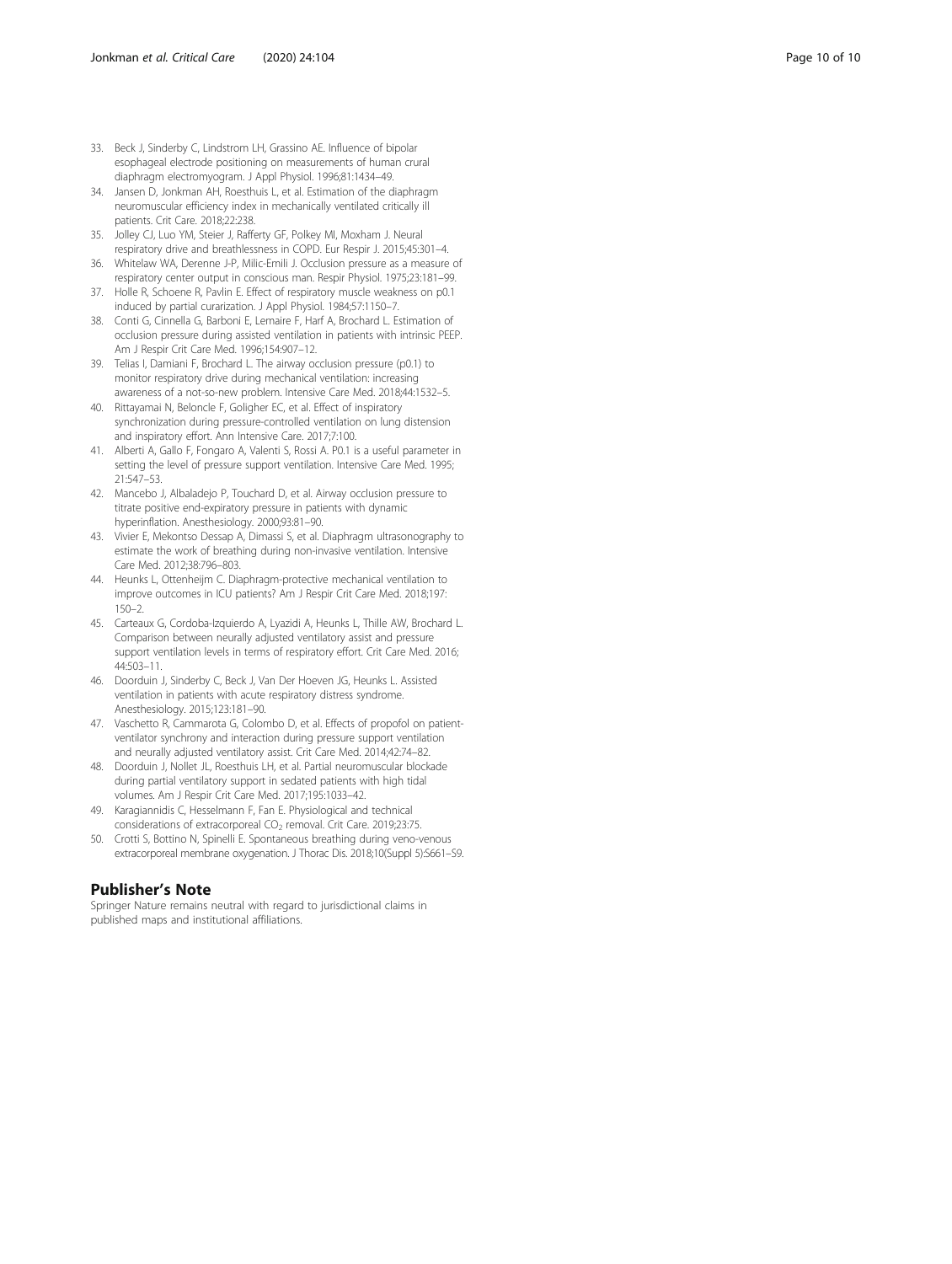33. Beck J, Sinderby C, Lindstrom LH, Grassino AE. Influence of bipolar esophageal electrode positioning on measurements of human crural diaphragm electromyogram. J Appl Physiol. 1996;81:1434–49.
34. Jansen D, Jonkman AH, Roesthuis L, et al. Estimation of the diaphragm neuromuscular efficiency index in mechanically ventilated critically ill patients. Crit Care. 2018;22:238.
35. Jolley CJ, Luo YM, Steier J, Rafferty GF, Polkey MI, Moxham J. Neural respiratory drive and breathlessness in COPD. Eur Respir J. 2015;45:301–4.
36. Whitelaw WA, Derenne J-P, Milic-Emili J. Occlusion pressure as a measure of respiratory center output in conscious man. Respir Physiol. 1975;23:181–99.
37. Holle R, Schoene R, Pavlin E. Effect of respiratory muscle weakness on p0.1 induced by partial curarization. J Appl Physiol. 1984;57:1150–7.
38. Conti G, Cinnella G, Barboni E, Lemaire F, Harf A, Brochard L. Estimation of occlusion pressure during assisted ventilation in patients with intrinsic PEEP. Am J Respir Crit Care Med. 1996;154:907–12.
39. Telias I, Damiani F, Brochard L. The airway occlusion pressure (p0.1) to monitor respiratory drive during mechanical ventilation: increasing awareness of a not-so-new problem. Intensive Care Med. 2018;44:1532–5.
40. Rittayamai N, Beloncle F, Goligher EC, et al. Effect of inspiratory synchronization during pressure-controlled ventilation on lung distension and inspiratory effort. Ann Intensive Care. 2017;7:100.
41. Alberti A, Gallo F, Fongaro A, Valenti S, Rossi A. P0.1 is a useful parameter in setting the level of pressure support ventilation. Intensive Care Med. 1995; 21:547–53.
42. Mancebo J, Albaladejo P, Touchard D, et al. Airway occlusion pressure to titrate positive end-expiratory pressure in patients with dynamic hyperinflation. Anesthesiology. 2000;93:81–90.
43. Vivier E, Mekontso Dessap A, Dimassi S, et al. Diaphragm ultrasonography to estimate the work of breathing during non-invasive ventilation. Intensive Care Med. 2012;38:796–803.
44. Heunks L, Ottenheijm C. Diaphragm-protective mechanical ventilation to improve outcomes in ICU patients? Am J Respir Crit Care Med. 2018;197: 150–2.
45. Carteaux G, Cordoba-Izquierdo A, Lyazidi A, Heunks L, Thille AW, Brochard L. Comparison between neurally adjusted ventilatory assist and pressure support ventilation levels in terms of respiratory effort. Crit Care Med. 2016; 44:503–11.
46. Doorduin J, Sinderby C, Beck J, Van Der Hoeven JG, Heunks L. Assisted ventilation in patients with acute respiratory distress syndrome. Anesthesiology. 2015;123:181–90.
47. Vaschetto R, Cammarota G, Colombo D, et al. Effects of propofol on patient-ventilator synchrony and interaction during pressure support ventilation and neurally adjusted ventilatory assist. Crit Care Med. 2014;42:74–82.
48. Doorduin J, Nollet JL, Roesthuis LH, et al. Partial neuromuscular blockade during partial ventilatory support in sedated patients with high tidal volumes. Am J Respir Crit Care Med. 2017;195:1033–42.
49. Karagiannidis C, Hesselmann F, Fan E. Physiological and technical considerations of extracorporeal $CO_2$ removal. Crit Care. 2019;23:75.
50. Crotti S, Bottino N, Spinelli E. Spontaneous breathing during veno-venous extracorporeal membrane oxygenation. J Thorac Dis. 2018;10(Suppl 5):S661–S9.

## Publisher's Note

Springer Nature remains neutral with regard to jurisdictional claims in published maps and institutional affiliations.